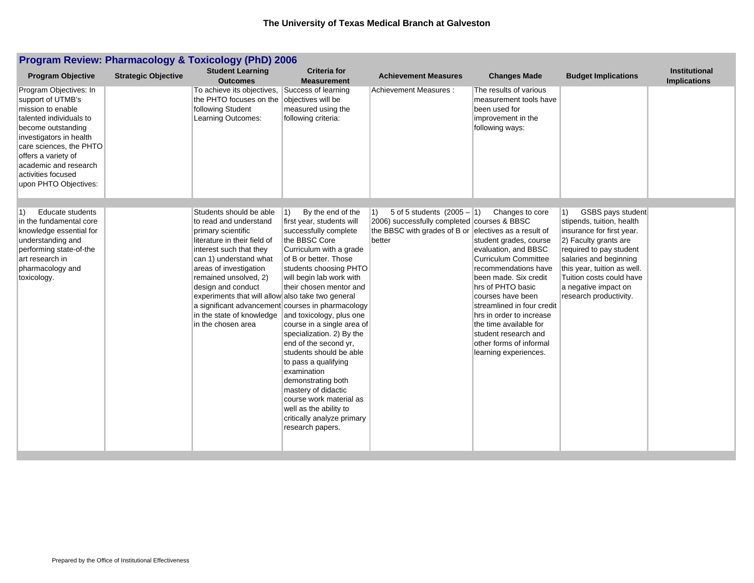## The University of Texas Medical Branch at Galveston

### Program Review: Pharmacology & Toxicology (PhD) 2006

| Program Objective | Strategic Objective | Student Learning Outcomes | Criteria for Measurement | Achievement Measures | Changes Made | Budget Implications | Institutional Implications |
|---|---|---|---|---|---|---|---|
| Program Objectives: In support of UTMB's mission to enable talented individuals to become outstanding investigators in health care sciences, the PHTO offers a variety of academic and research activities focused upon PHTO Objectives: | | To achieve its objectives, the PHTO focuses on the following Student Learning Outcomes: | Success of learning objectives will be measured using the following criteria: | Achievement Measures : | The results of various measurement tools have been used for improvement in the following ways: | | |
| 1) Educate students in the fundamental core knowledge essential for understanding and performing state-of-the art research in pharmacology and toxicology. | | Students should be able to read and understand primary scientific literature in their field of interest such that they can 1) understand what areas of investigation remained unsolved, 2) design and conduct experiments that will allow a significant advancement in the state of knowledge in the chosen area | 1) By the end of the first year, students will successfully complete the BBSC Core Curriculum with a grade of B or better. Those students choosing PHTO will begin lab work with their chosen mentor and also take two general courses in pharmacology and toxicology, plus one course in a single area of specialization. 2) By the end of the second yr, students should be able to pass a qualifying examination demonstrating both mastery of didactic course work material as well as the ability to critically analyze primary research papers. | 1) 5 of 5 students (2005 – 2006) successfully completed the BBSC with grades of B or better | 1) Changes to core courses & BBSC electives as a result of student grades, course evaluation, and BBSC Curriculum Committee recommendations have been made. Six credit hrs of PHTO basic courses have been streamlined in four credit hrs in order to increase the time available for student research and other forms of informal learning experiences. | 1) GSBS pays student stipends, tuition, health insurance for first year. 2) Faculty grants are required to pay student salaries and beginning this year, tuition as well. Tuition costs could have a negative impact on research productivity. | |

Prepared by the Office of Institutional Effectiveness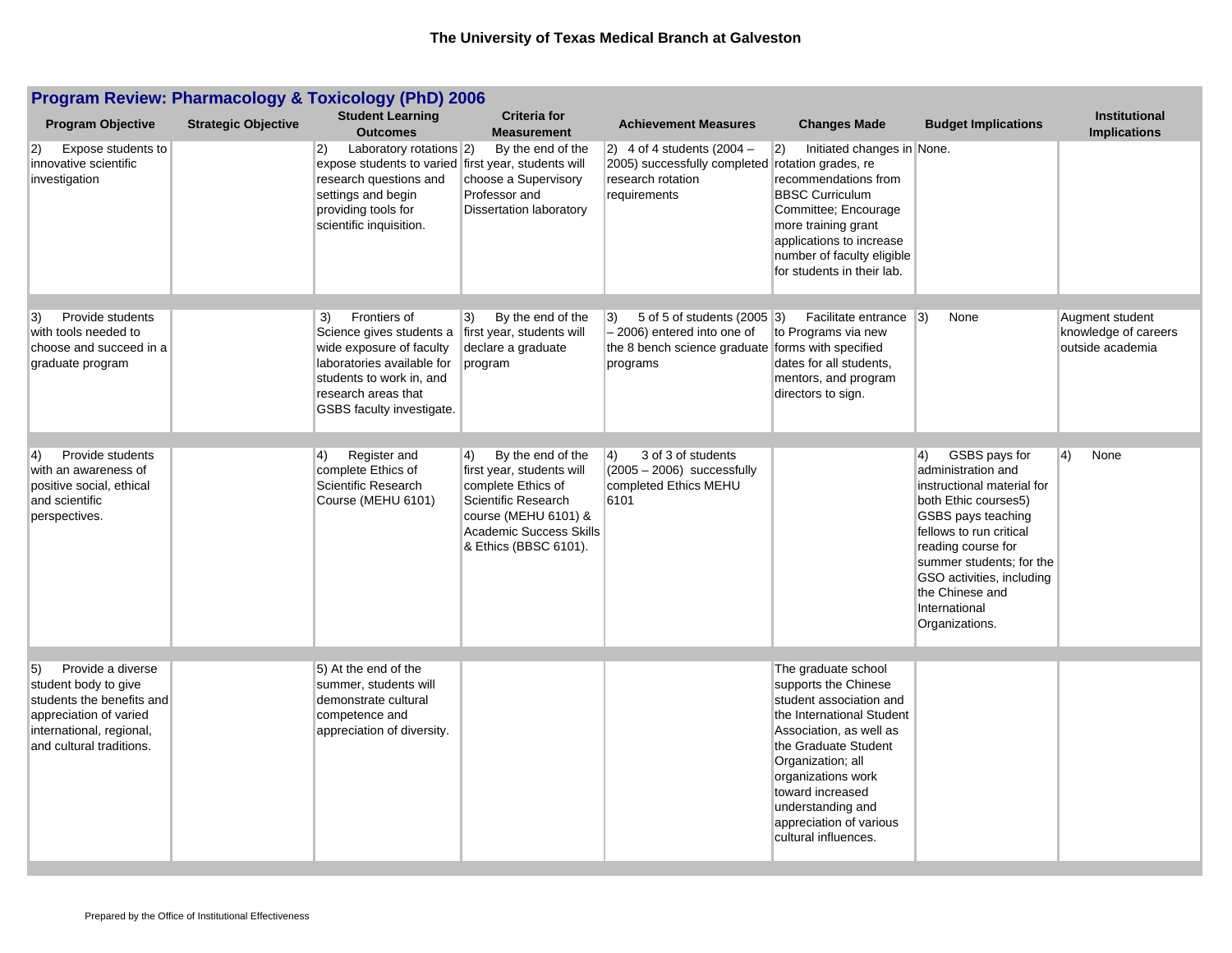## Program Review: Pharmacology & Toxicology (PhD) 2006

| Program Objective | Strategic Objective | Student Learning Outcomes | Criteria for Measurement | Achievement Measures | Changes Made | Budget Implications | Institutional Implications |
|---|---|---|---|---|---|---|---|
| 2) Expose students to innovative scientific investigation | | 2) Laboratory rotations expose students to varied research questions and settings and begin providing tools for scientific inquisition. | 2) By the end of the first year, students will choose a Supervisory Professor and Dissertation laboratory | 2) 4 of 4 students (2004 – 2005) successfully completed research rotation requirements | 2) Initiated changes in rotation grades, re recommendations from BBSC Curriculum Committee; Encourage more training grant applications to increase number of faculty eligible for students in their lab. | None. | |
| 3) Provide students with tools needed to choose and succeed in a graduate program | | 3) Frontiers of Science gives students a wide exposure of faculty laboratories available for students to work in, and research areas that GSBS faculty investigate. | 3) By the end of the first year, students will declare a graduate program | 3) 5 of 5 of students (2005 – 2006) entered into one of the 8 bench science graduate programs | 3) Facilitate entrance to Programs via new forms with specified dates for all students, mentors, and program directors to sign. | 3) None | Augment student knowledge of careers outside academia |
| 4) Provide students with an awareness of positive social, ethical and scientific perspectives. | | 4) Register and complete Ethics of Scientific Research Course (MEHU 6101) | 4) By the end of the first year, students will complete Ethics of Scientific Research course (MEHU 6101) & Academic Success Skills & Ethics (BBSC 6101). | 4) 3 of 3 of students (2005 – 2006) successfully completed Ethics MEHU 6101 | | 4) GSBS pays for administration and instructional material for both Ethic courses5) GSBS pays teaching fellows to run critical reading course for summer students; for the GSO activities, including the Chinese and International Organizations. | 4) None |
| 5) Provide a diverse student body to give students the benefits and appreciation of varied international, regional, and cultural traditions. | | 5) At the end of the summer, students will demonstrate cultural competence and appreciation of diversity. | | | The graduate school supports the Chinese student association and the International Student Association, as well as the Graduate Student Organization; all organizations work toward increased understanding and appreciation of various cultural influences. | | |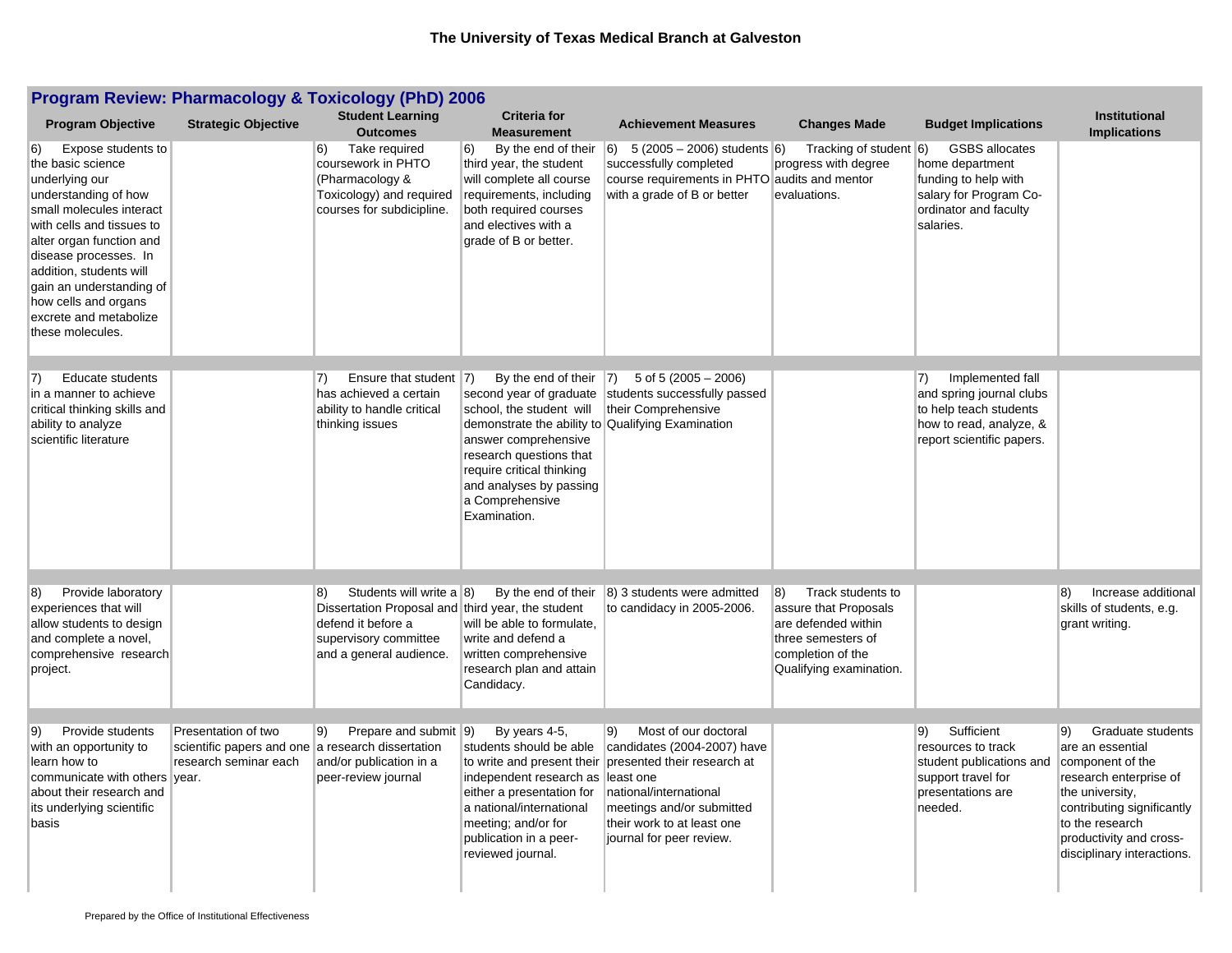# The University of Texas Medical Branch at Galveston

## Program Review: Pharmacology & Toxicology (PhD) 2006

| Program Objective | Strategic Objective | Student Learning Outcomes | Criteria for Measurement | Achievement Measures | Changes Made | Budget Implications | Institutional Implications |
|---|---|---|---|---|---|---|---|
| 6) Expose students to the basic science underlying our understanding of how small molecules interact with cells and tissues to alter organ function and disease processes. In addition, students will gain an understanding of how cells and organs excrete and metabolize these molecules. | | 6) Take required coursework in PHTO (Pharmacology & Toxicology) and required courses for subdicipline. | 6) By the end of their third year, the student will complete all course requirements, including both required courses and electives with a grade of B or better. | 6) 5 (2005 – 2006) students successfully completed course requirements in PHTO with a grade of B or better | 6) Tracking of student progress with degree audits and mentor evaluations. | 6) GSBS allocates home department funding to help with salary for Program Co-ordinator and faculty salaries. | |
| 7) Educate students in a manner to achieve critical thinking skills and ability to analyze scientific literature | | 7) Ensure that student has achieved a certain ability to handle critical thinking issues | 7) By the end of their second year of graduate school, the student will demonstrate the ability to answer comprehensive research questions that require critical thinking and analyses by passing a Comprehensive Examination. | 7) 5 of 5 (2005 – 2006) students successfully passed their Comprehensive Qualifying Examination | | 7) Implemented fall and spring journal clubs to help teach students how to read, analyze, & report scientific papers. | |
| 8) Provide laboratory experiences that will allow students to design and complete a novel, comprehensive research project. | | 8) Students will write a Dissertation Proposal and defend it before a supervisory committee and a general audience. | 8) By the end of their third year, the student will be able to formulate, write and defend a written comprehensive research plan and attain Candidacy. | 8) 3 students were admitted to candidacy in 2005-2006. | 8) Track students to assure that Proposals are defended within three semesters of completion of the Qualifying examination. | | 8) Increase additional skills of students, e.g. grant writing. |
| 9) Provide students with an opportunity to learn how to communicate with others about their research and its underlying scientific basis | Presentation of two scientific papers and one research seminar each year. | 9) Prepare and submit a research dissertation and/or publication in a peer-review journal | 9) By years 4-5, students should be able to write and present their independent research as either a presentation for a national/international meeting; and/or for publication in a peer-reviewed journal. | 9) Most of our doctoral candidates (2004-2007) have presented their research at least one national/international meetings and/or submitted their work to at least one journal for peer review. | | 9) Sufficient resources to track student publications and support travel for presentations are needed. | 9) Graduate students are an essential component of the research enterprise of the university, contributing significantly to the research productivity and cross-disciplinary interactions. |

Prepared by the Office of Institutional Effectiveness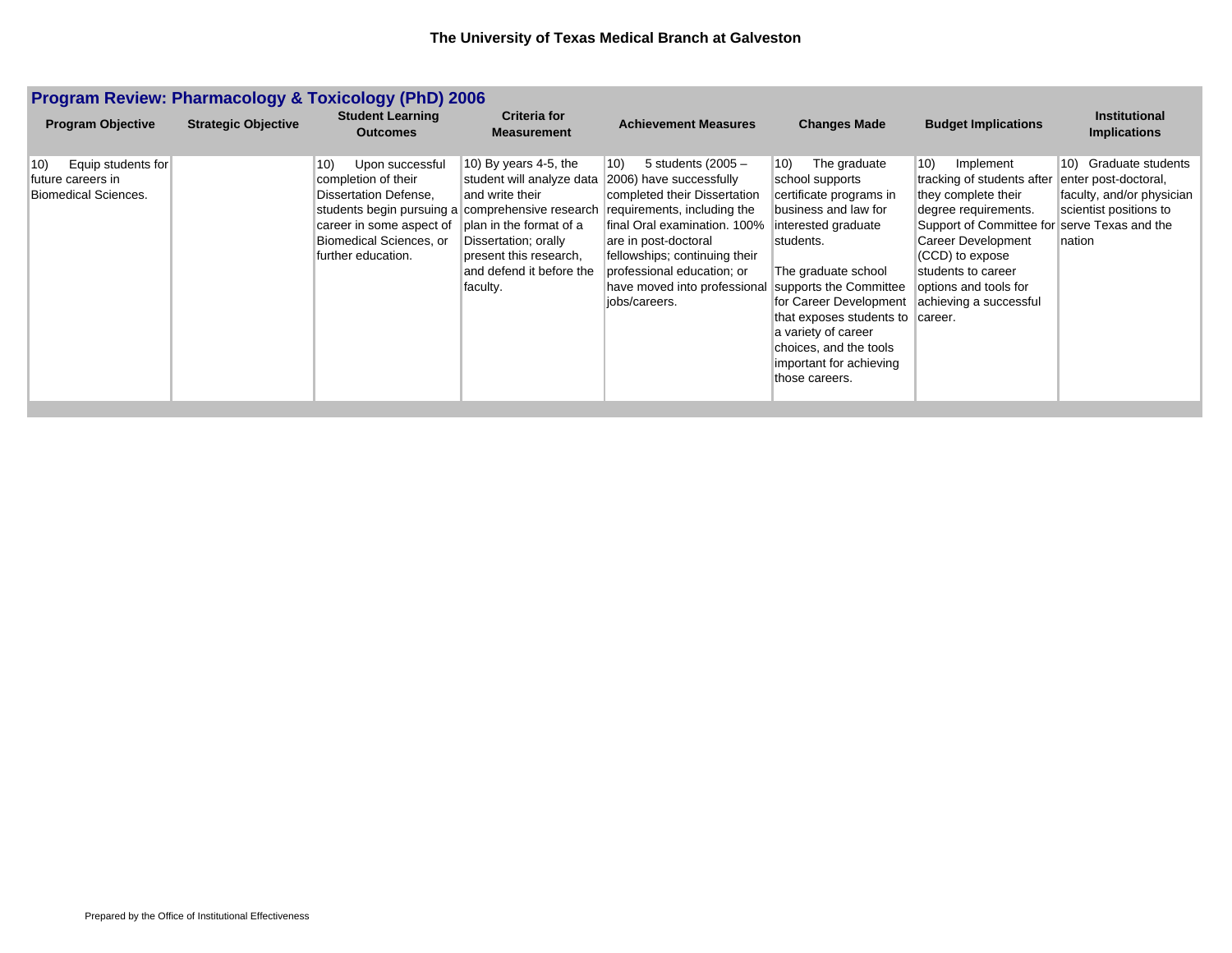## Program Review: Pharmacology & Toxicology (PhD) 2006

| Program Objective | Strategic Objective | Student Learning Outcomes | Criteria for Measurement | Achievement Measures | Changes Made | Budget Implications | Institutional Implications |
|---|---|---|---|---|---|---|---|
| 10) Equip students for future careers in Biomedical Sciences. | | 10) Upon successful completion of their Dissertation Defense, students begin pursuing a career in some aspect of Biomedical Sciences, or further education. | 10) By years 4-5, the student will analyze data and write their comprehensive research plan in the format of a Dissertation; orally present this research, and defend it before the faculty. | 10) 5 students (2005 – 2006) have successfully completed their Dissertation requirements, including the final Oral examination. 100% are in post-doctoral fellowships; continuing their professional education; or have moved into professional jobs/careers. | 10) The graduate school supports certificate programs in business and law for interested graduate students.<br><br>The graduate school supports the Committee for Career Development that exposes students to a variety of career choices, and the tools important for achieving those careers. | 10) Implement tracking of students after they complete their degree requirements. Support of Committee for Career Development (CCD) to expose students to career options and tools for achieving a successful career. | 10) Graduate students enter post-doctoral, faculty, and/or physician scientist positions to serve Texas and the nation |